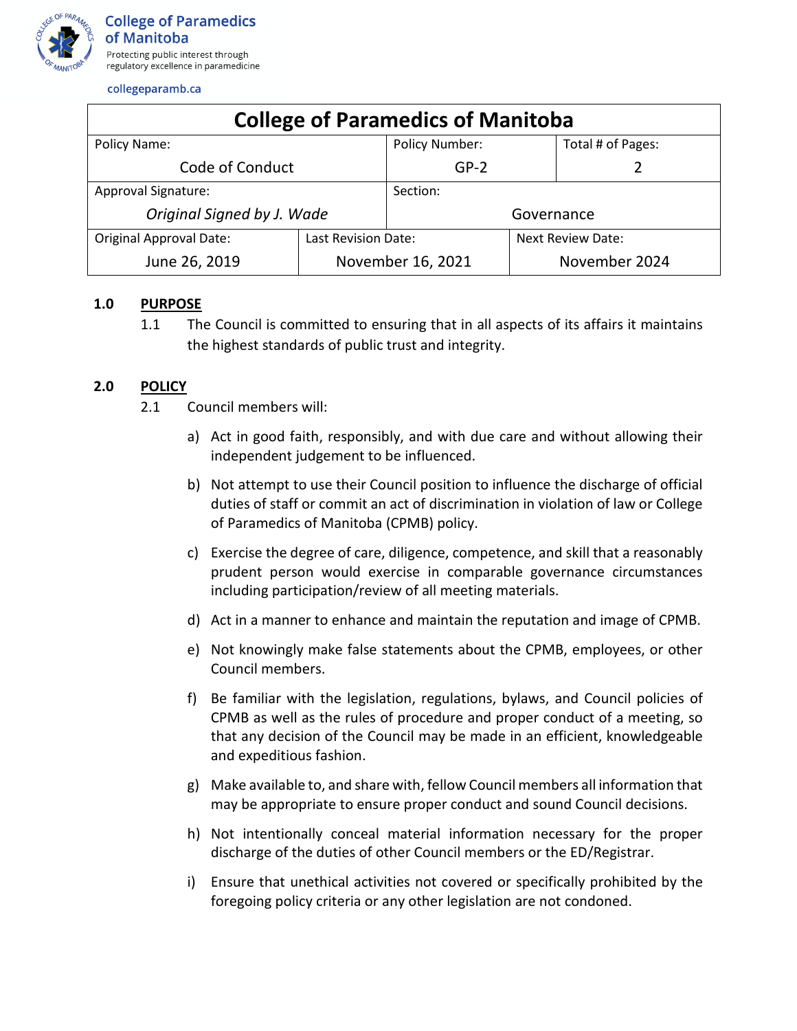College of Paramedics of Manitoba

Protecting public interest through regulatory excellence in paramedicine

collegeparamb.ca

| College of Paramedics of Manitoba | | | |
|---|---|---|---|
| Policy Name: Code of Conduct | | Policy Number: GP-2 | Total # of Pages: 2 |
| Approval Signature: *Original Signed by J. Wade* | | Section: Governance | |
| Original Approval Date: June 26, 2019 | Last Revision Date: November 16, 2021 | | Next Review Date: November 2024 |

## 1.0 PURPOSE

1.1 The Council is committed to ensuring that in all aspects of its affairs it maintains the highest standards of public trust and integrity.

## 2.0 POLICY

2.1 Council members will:

a) Act in good faith, responsibly, and with due care and without allowing their independent judgement to be influenced.

b) Not attempt to use their Council position to influence the discharge of official duties of staff or commit an act of discrimination in violation of law or College of Paramedics of Manitoba (CPMB) policy.

c) Exercise the degree of care, diligence, competence, and skill that a reasonably prudent person would exercise in comparable governance circumstances including participation/review of all meeting materials.

d) Act in a manner to enhance and maintain the reputation and image of CPMB.

e) Not knowingly make false statements about the CPMB, employees, or other Council members.

f) Be familiar with the legislation, regulations, bylaws, and Council policies of CPMB as well as the rules of procedure and proper conduct of a meeting, so that any decision of the Council may be made in an efficient, knowledgeable and expeditious fashion.

g) Make available to, and share with, fellow Council members all information that may be appropriate to ensure proper conduct and sound Council decisions.

h) Not intentionally conceal material information necessary for the proper discharge of the duties of other Council members or the ED/Registrar.

i) Ensure that unethical activities not covered or specifically prohibited by the foregoing policy criteria or any other legislation are not condoned.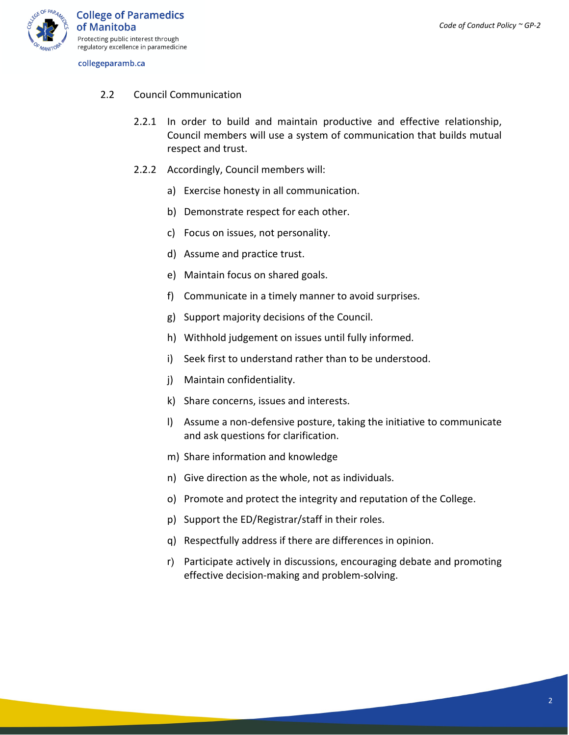## 2.2 Council Communication

2.2.1 In order to build and maintain productive and effective relationship, Council members will use a system of communication that builds mutual respect and trust.

2.2.2 Accordingly, Council members will:

a) Exercise honesty in all communication.

b) Demonstrate respect for each other.

c) Focus on issues, not personality.

d) Assume and practice trust.

e) Maintain focus on shared goals.

f) Communicate in a timely manner to avoid surprises.

g) Support majority decisions of the Council.

h) Withhold judgement on issues until fully informed.

i) Seek first to understand rather than to be understood.

j) Maintain confidentiality.

k) Share concerns, issues and interests.

l) Assume a non-defensive posture, taking the initiative to communicate and ask questions for clarification.

m) Share information and knowledge

n) Give direction as the whole, not as individuals.

o) Promote and protect the integrity and reputation of the College.

p) Support the ED/Registrar/staff in their roles.

q) Respectfully address if there are differences in opinion.

r) Participate actively in discussions, encouraging debate and promoting effective decision-making and problem-solving.